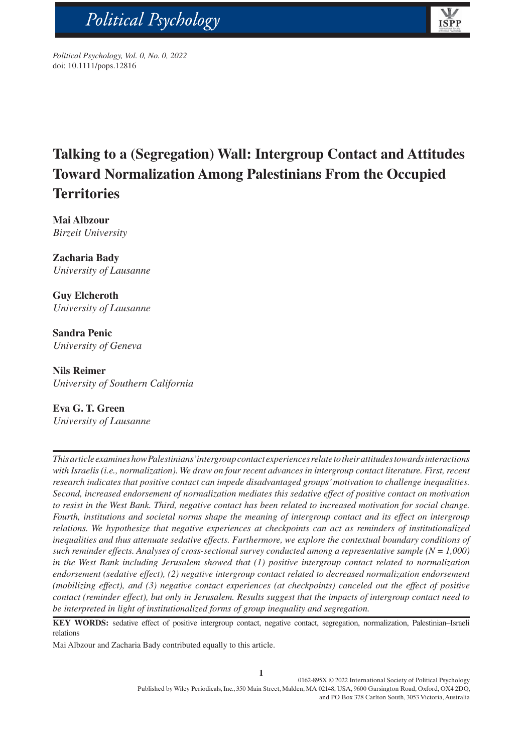# Talking to a (Segregation) Wall: Intergroup Contact and Attitudes Toward Normalization Among Palestinians From the Occupied Territories

**Mai Albzour**
*Birzeit University*

**Zacharia Bady**
*University of Lausanne*

**Guy Elcheroth**
*University of Lausanne*

**Sandra Penic**
*University of Geneva*

**Nils Reimer**
*University of Southern California*

**Eva G. T. Green**
*University of Lausanne*

*This article examines how Palestinians' intergroup contact experiences relate to their attitudes towards interactions with Israelis (i.e., normalization). We draw on four recent advances in intergroup contact literature. First, recent research indicates that positive contact can impede disadvantaged groups' motivation to challenge inequalities. Second, increased endorsement of normalization mediates this sedative effect of positive contact on motivation to resist in the West Bank. Third, negative contact has been related to increased motivation for social change. Fourth, institutions and societal norms shape the meaning of intergroup contact and its effect on intergroup relations. We hypothesize that negative experiences at checkpoints can act as reminders of institutionalized inequalities and thus attenuate sedative effects. Furthermore, we explore the contextual boundary conditions of such reminder effects. Analyses of cross-sectional survey conducted among a representative sample (N = 1,000) in the West Bank including Jerusalem showed that (1) positive intergroup contact related to normalization endorsement (sedative effect), (2) negative intergroup contact related to decreased normalization endorsement (mobilizing effect), and (3) negative contact experiences (at checkpoints) canceled out the effect of positive contact (reminder effect), but only in Jerusalem. Results suggest that the impacts of intergroup contact need to be interpreted in light of institutionalized forms of group inequality and segregation.*

**KEY WORDS:** sedative effect of positive intergroup contact, negative contact, segregation, normalization, Palestinian–Israeli relations

Mai Albzour and Zacharia Bady contributed equally to this article.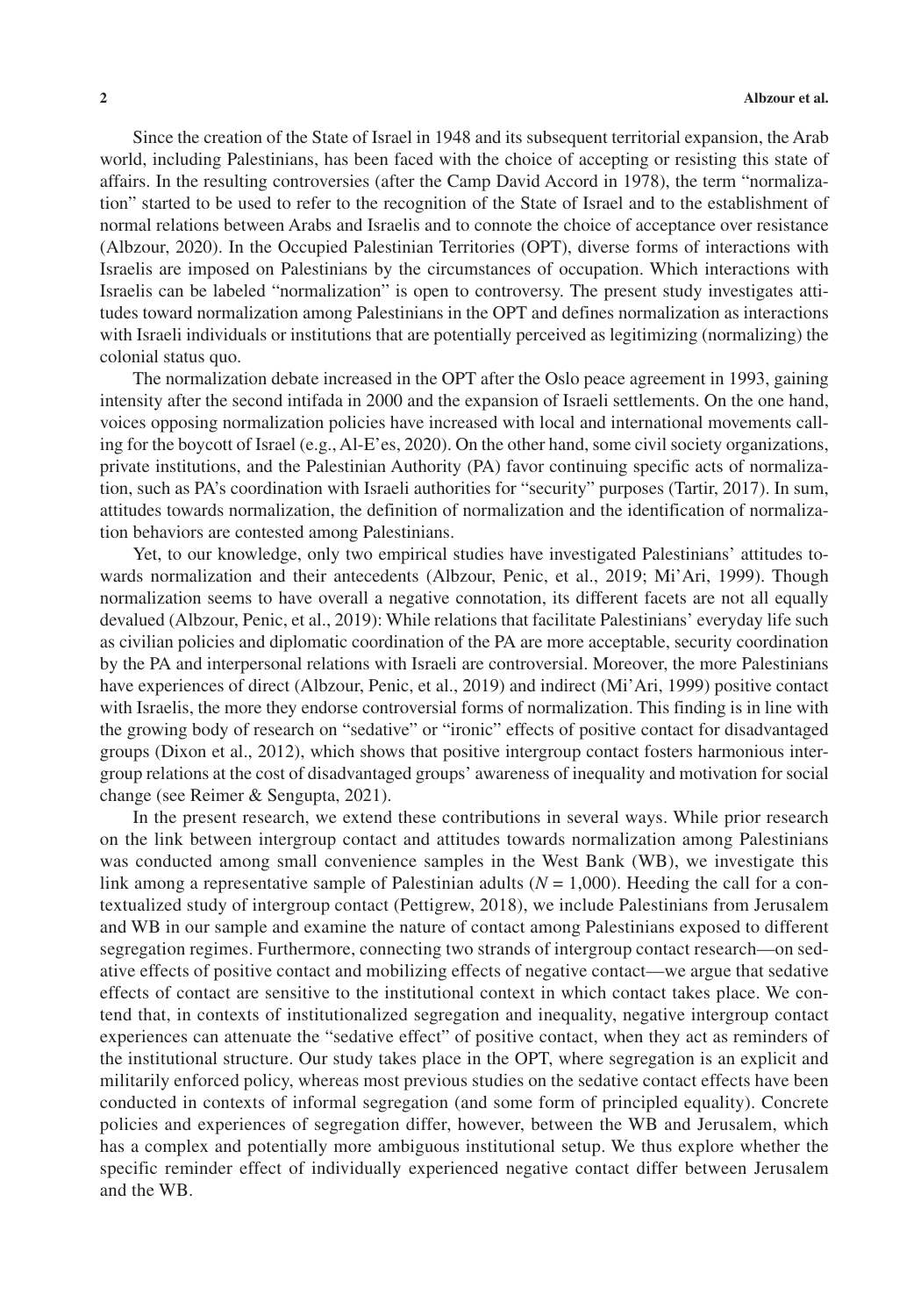Since the creation of the State of Israel in 1948 and its subsequent territorial expansion, the Arab world, including Palestinians, has been faced with the choice of accepting or resisting this state of affairs. In the resulting controversies (after the Camp David Accord in 1978), the term "normalization" started to be used to refer to the recognition of the State of Israel and to the establishment of normal relations between Arabs and Israelis and to connote the choice of acceptance over resistance (Albzour, 2020). In the Occupied Palestinian Territories (OPT), diverse forms of interactions with Israelis are imposed on Palestinians by the circumstances of occupation. Which interactions with Israelis can be labeled "normalization" is open to controversy. The present study investigates attitudes toward normalization among Palestinians in the OPT and defines normalization as interactions with Israeli individuals or institutions that are potentially perceived as legitimizing (normalizing) the colonial status quo.

The normalization debate increased in the OPT after the Oslo peace agreement in 1993, gaining intensity after the second intifada in 2000 and the expansion of Israeli settlements. On the one hand, voices opposing normalization policies have increased with local and international movements calling for the boycott of Israel (e.g., Al-E'es, 2020). On the other hand, some civil society organizations, private institutions, and the Palestinian Authority (PA) favor continuing specific acts of normalization, such as PA's coordination with Israeli authorities for "security" purposes (Tartir, 2017). In sum, attitudes towards normalization, the definition of normalization and the identification of normalization behaviors are contested among Palestinians.

Yet, to our knowledge, only two empirical studies have investigated Palestinians' attitudes towards normalization and their antecedents (Albzour, Penic, et al., 2019; Mi'Ari, 1999). Though normalization seems to have overall a negative connotation, its different facets are not all equally devalued (Albzour, Penic, et al., 2019): While relations that facilitate Palestinians' everyday life such as civilian policies and diplomatic coordination of the PA are more acceptable, security coordination by the PA and interpersonal relations with Israeli are controversial. Moreover, the more Palestinians have experiences of direct (Albzour, Penic, et al., 2019) and indirect (Mi'Ari, 1999) positive contact with Israelis, the more they endorse controversial forms of normalization. This finding is in line with the growing body of research on "sedative" or "ironic" effects of positive contact for disadvantaged groups (Dixon et al., 2012), which shows that positive intergroup contact fosters harmonious intergroup relations at the cost of disadvantaged groups' awareness of inequality and motivation for social change (see Reimer & Sengupta, 2021).

In the present research, we extend these contributions in several ways. While prior research on the link between intergroup contact and attitudes towards normalization among Palestinians was conducted among small convenience samples in the West Bank (WB), we investigate this link among a representative sample of Palestinian adults ($N = 1,000$). Heeding the call for a contextualized study of intergroup contact (Pettigrew, 2018), we include Palestinians from Jerusalem and WB in our sample and examine the nature of contact among Palestinians exposed to different segregation regimes. Furthermore, connecting two strands of intergroup contact research—on sedative effects of positive contact and mobilizing effects of negative contact—we argue that sedative effects of contact are sensitive to the institutional context in which contact takes place. We contend that, in contexts of institutionalized segregation and inequality, negative intergroup contact experiences can attenuate the "sedative effect" of positive contact, when they act as reminders of the institutional structure. Our study takes place in the OPT, where segregation is an explicit and militarily enforced policy, whereas most previous studies on the sedative contact effects have been conducted in contexts of informal segregation (and some form of principled equality). Concrete policies and experiences of segregation differ, however, between the WB and Jerusalem, which has a complex and potentially more ambiguous institutional setup. We thus explore whether the specific reminder effect of individually experienced negative contact differ between Jerusalem and the WB.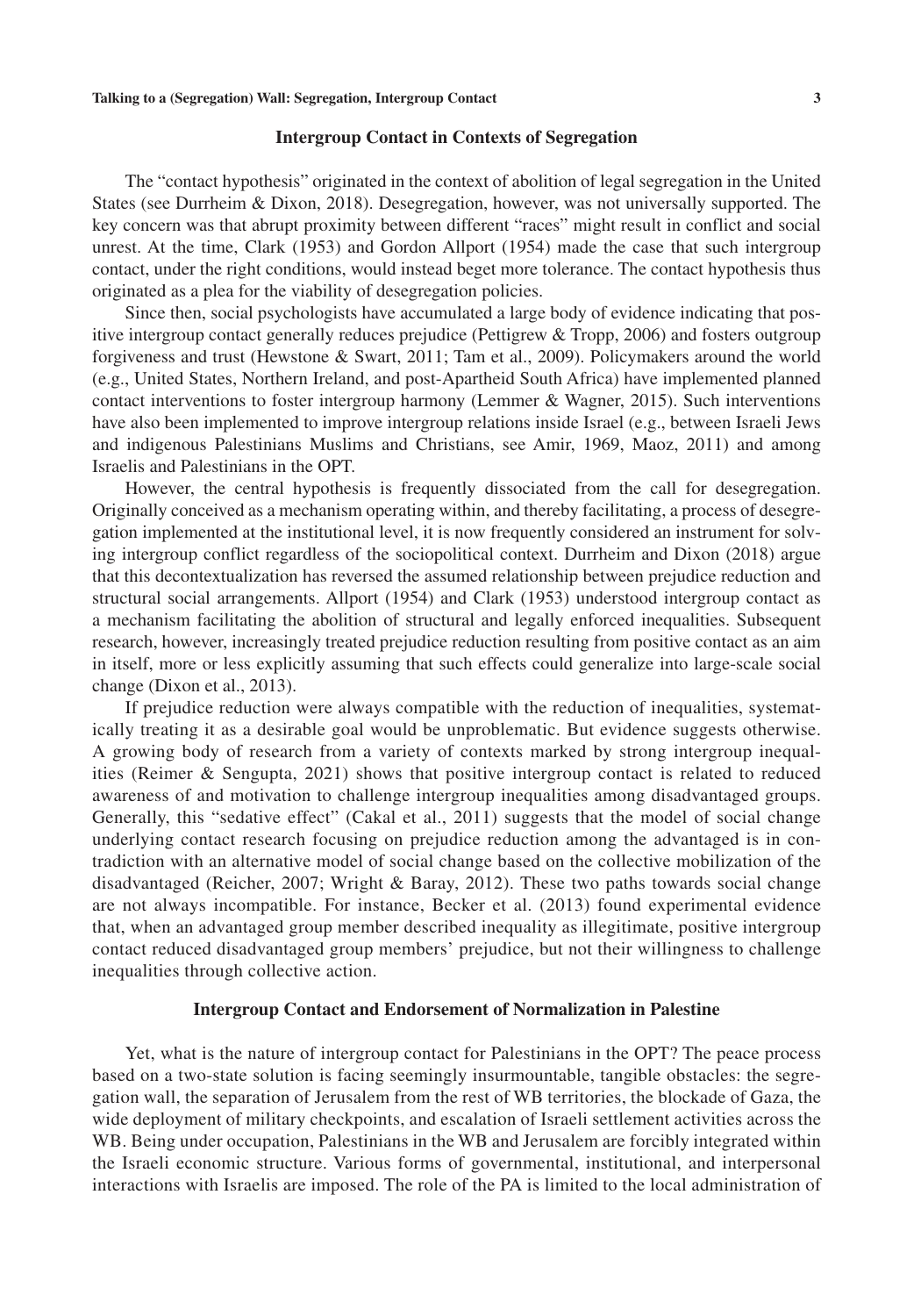## Intergroup Contact in Contexts of Segregation

The "contact hypothesis" originated in the context of abolition of legal segregation in the United States (see Durrheim & Dixon, 2018). Desegregation, however, was not universally supported. The key concern was that abrupt proximity between different "races" might result in conflict and social unrest. At the time, Clark (1953) and Gordon Allport (1954) made the case that such intergroup contact, under the right conditions, would instead beget more tolerance. The contact hypothesis thus originated as a plea for the viability of desegregation policies.

Since then, social psychologists have accumulated a large body of evidence indicating that positive intergroup contact generally reduces prejudice (Pettigrew & Tropp, 2006) and fosters outgroup forgiveness and trust (Hewstone & Swart, 2011; Tam et al., 2009). Policymakers around the world (e.g., United States, Northern Ireland, and post-Apartheid South Africa) have implemented planned contact interventions to foster intergroup harmony (Lemmer & Wagner, 2015). Such interventions have also been implemented to improve intergroup relations inside Israel (e.g., between Israeli Jews and indigenous Palestinians Muslims and Christians, see Amir, 1969, Maoz, 2011) and among Israelis and Palestinians in the OPT.

However, the central hypothesis is frequently dissociated from the call for desegregation. Originally conceived as a mechanism operating within, and thereby facilitating, a process of desegregation implemented at the institutional level, it is now frequently considered an instrument for solving intergroup conflict regardless of the sociopolitical context. Durrheim and Dixon (2018) argue that this decontextualization has reversed the assumed relationship between prejudice reduction and structural social arrangements. Allport (1954) and Clark (1953) understood intergroup contact as a mechanism facilitating the abolition of structural and legally enforced inequalities. Subsequent research, however, increasingly treated prejudice reduction resulting from positive contact as an aim in itself, more or less explicitly assuming that such effects could generalize into large-scale social change (Dixon et al., 2013).

If prejudice reduction were always compatible with the reduction of inequalities, systematically treating it as a desirable goal would be unproblematic. But evidence suggests otherwise. A growing body of research from a variety of contexts marked by strong intergroup inequalities (Reimer & Sengupta, 2021) shows that positive intergroup contact is related to reduced awareness of and motivation to challenge intergroup inequalities among disadvantaged groups. Generally, this "sedative effect" (Cakal et al., 2011) suggests that the model of social change underlying contact research focusing on prejudice reduction among the advantaged is in contradiction with an alternative model of social change based on the collective mobilization of the disadvantaged (Reicher, 2007; Wright & Baray, 2012). These two paths towards social change are not always incompatible. For instance, Becker et al. (2013) found experimental evidence that, when an advantaged group member described inequality as illegitimate, positive intergroup contact reduced disadvantaged group members' prejudice, but not their willingness to challenge inequalities through collective action.

## Intergroup Contact and Endorsement of Normalization in Palestine

Yet, what is the nature of intergroup contact for Palestinians in the OPT? The peace process based on a two-state solution is facing seemingly insurmountable, tangible obstacles: the segregation wall, the separation of Jerusalem from the rest of WB territories, the blockade of Gaza, the wide deployment of military checkpoints, and escalation of Israeli settlement activities across the WB. Being under occupation, Palestinians in the WB and Jerusalem are forcibly integrated within the Israeli economic structure. Various forms of governmental, institutional, and interpersonal interactions with Israelis are imposed. The role of the PA is limited to the local administration of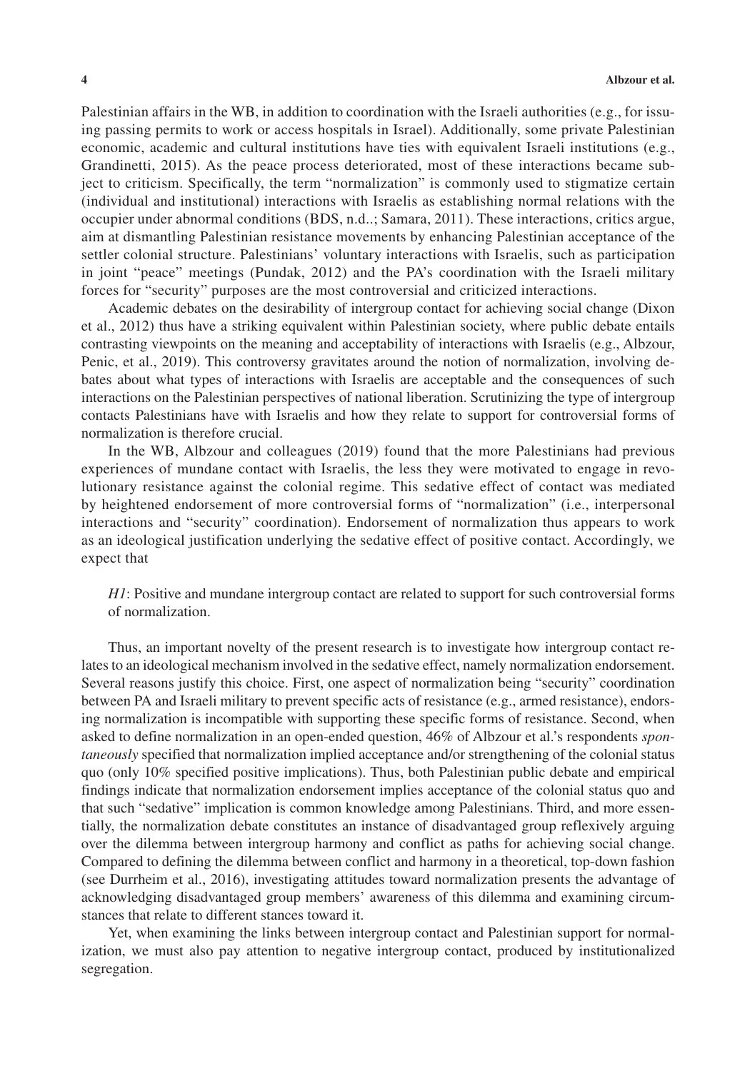Palestinian affairs in the WB, in addition to coordination with the Israeli authorities (e.g., for issuing passing permits to work or access hospitals in Israel). Additionally, some private Palestinian economic, academic and cultural institutions have ties with equivalent Israeli institutions (e.g., Grandinetti, 2015). As the peace process deteriorated, most of these interactions became subject to criticism. Specifically, the term "normalization" is commonly used to stigmatize certain (individual and institutional) interactions with Israelis as establishing normal relations with the occupier under abnormal conditions (BDS, n.d..; Samara, 2011). These interactions, critics argue, aim at dismantling Palestinian resistance movements by enhancing Palestinian acceptance of the settler colonial structure. Palestinians' voluntary interactions with Israelis, such as participation in joint "peace" meetings (Pundak, 2012) and the PA's coordination with the Israeli military forces for "security" purposes are the most controversial and criticized interactions.

Academic debates on the desirability of intergroup contact for achieving social change (Dixon et al., 2012) thus have a striking equivalent within Palestinian society, where public debate entails contrasting viewpoints on the meaning and acceptability of interactions with Israelis (e.g., Albzour, Penic, et al., 2019). This controversy gravitates around the notion of normalization, involving debates about what types of interactions with Israelis are acceptable and the consequences of such interactions on the Palestinian perspectives of national liberation. Scrutinizing the type of intergroup contacts Palestinians have with Israelis and how they relate to support for controversial forms of normalization is therefore crucial.

In the WB, Albzour and colleagues (2019) found that the more Palestinians had previous experiences of mundane contact with Israelis, the less they were motivated to engage in revolutionary resistance against the colonial regime. This sedative effect of contact was mediated by heightened endorsement of more controversial forms of "normalization" (i.e., interpersonal interactions and "security" coordination). Endorsement of normalization thus appears to work as an ideological justification underlying the sedative effect of positive contact. Accordingly, we expect that

> *H1*: Positive and mundane intergroup contact are related to support for such controversial forms of normalization.

Thus, an important novelty of the present research is to investigate how intergroup contact relates to an ideological mechanism involved in the sedative effect, namely normalization endorsement. Several reasons justify this choice. First, one aspect of normalization being "security" coordination between PA and Israeli military to prevent specific acts of resistance (e.g., armed resistance), endorsing normalization is incompatible with supporting these specific forms of resistance. Second, when asked to define normalization in an open-ended question, 46% of Albzour et al.'s respondents *spontaneously* specified that normalization implied acceptance and/or strengthening of the colonial status quo (only 10% specified positive implications). Thus, both Palestinian public debate and empirical findings indicate that normalization endorsement implies acceptance of the colonial status quo and that such "sedative" implication is common knowledge among Palestinians. Third, and more essentially, the normalization debate constitutes an instance of disadvantaged group reflexively arguing over the dilemma between intergroup harmony and conflict as paths for achieving social change. Compared to defining the dilemma between conflict and harmony in a theoretical, top-down fashion (see Durrheim et al., 2016), investigating attitudes toward normalization presents the advantage of acknowledging disadvantaged group members' awareness of this dilemma and examining circumstances that relate to different stances toward it.

Yet, when examining the links between intergroup contact and Palestinian support for normalization, we must also pay attention to negative intergroup contact, produced by institutionalized segregation.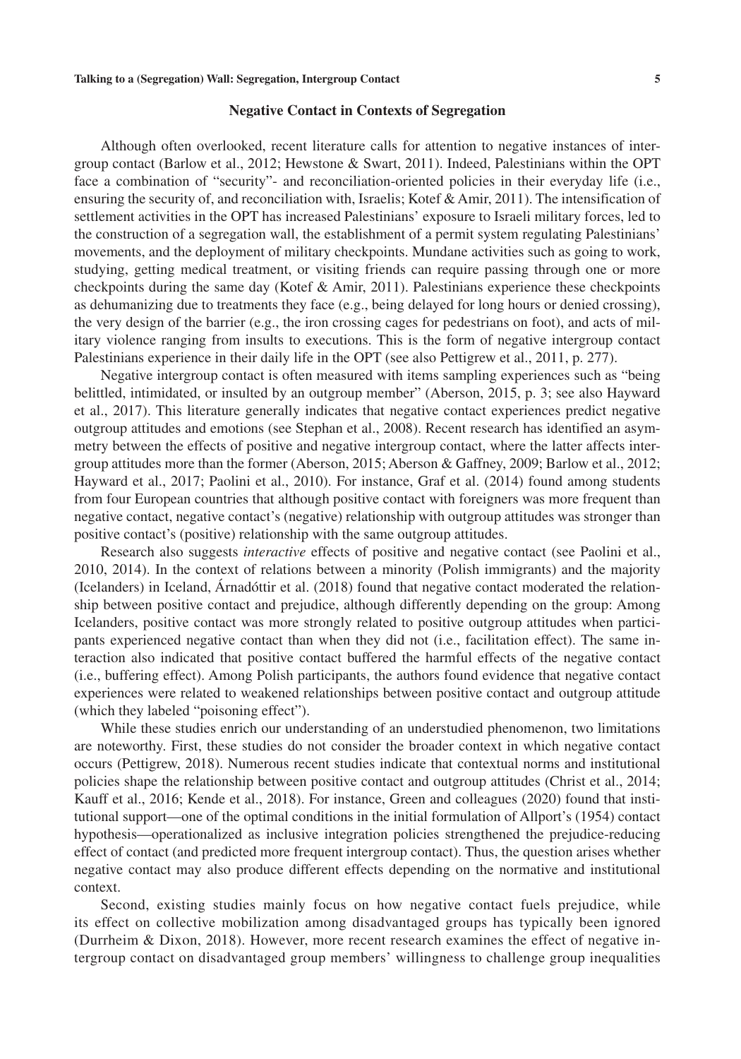## Negative Contact in Contexts of Segregation

Although often overlooked, recent literature calls for attention to negative instances of intergroup contact (Barlow et al., 2012; Hewstone & Swart, 2011). Indeed, Palestinians within the OPT face a combination of "security"- and reconciliation-oriented policies in their everyday life (i.e., ensuring the security of, and reconciliation with, Israelis; Kotef & Amir, 2011). The intensification of settlement activities in the OPT has increased Palestinians' exposure to Israeli military forces, led to the construction of a segregation wall, the establishment of a permit system regulating Palestinians' movements, and the deployment of military checkpoints. Mundane activities such as going to work, studying, getting medical treatment, or visiting friends can require passing through one or more checkpoints during the same day (Kotef & Amir, 2011). Palestinians experience these checkpoints as dehumanizing due to treatments they face (e.g., being delayed for long hours or denied crossing), the very design of the barrier (e.g., the iron crossing cages for pedestrians on foot), and acts of military violence ranging from insults to executions. This is the form of negative intergroup contact Palestinians experience in their daily life in the OPT (see also Pettigrew et al., 2011, p. 277).

Negative intergroup contact is often measured with items sampling experiences such as "being belittled, intimidated, or insulted by an outgroup member" (Aberson, 2015, p. 3; see also Hayward et al., 2017). This literature generally indicates that negative contact experiences predict negative outgroup attitudes and emotions (see Stephan et al., 2008). Recent research has identified an asymmetry between the effects of positive and negative intergroup contact, where the latter affects intergroup attitudes more than the former (Aberson, 2015; Aberson & Gaffney, 2009; Barlow et al., 2012; Hayward et al., 2017; Paolini et al., 2010). For instance, Graf et al. (2014) found among students from four European countries that although positive contact with foreigners was more frequent than negative contact, negative contact's (negative) relationship with outgroup attitudes was stronger than positive contact's (positive) relationship with the same outgroup attitudes.

Research also suggests *interactive* effects of positive and negative contact (see Paolini et al., 2010, 2014). In the context of relations between a minority (Polish immigrants) and the majority (Icelanders) in Iceland, Árnadóttir et al. (2018) found that negative contact moderated the relationship between positive contact and prejudice, although differently depending on the group: Among Icelanders, positive contact was more strongly related to positive outgroup attitudes when participants experienced negative contact than when they did not (i.e., facilitation effect). The same interaction also indicated that positive contact buffered the harmful effects of the negative contact (i.e., buffering effect). Among Polish participants, the authors found evidence that negative contact experiences were related to weakened relationships between positive contact and outgroup attitude (which they labeled "poisoning effect").

While these studies enrich our understanding of an understudied phenomenon, two limitations are noteworthy. First, these studies do not consider the broader context in which negative contact occurs (Pettigrew, 2018). Numerous recent studies indicate that contextual norms and institutional policies shape the relationship between positive contact and outgroup attitudes (Christ et al., 2014; Kauff et al., 2016; Kende et al., 2018). For instance, Green and colleagues (2020) found that institutional support—one of the optimal conditions in the initial formulation of Allport's (1954) contact hypothesis—operationalized as inclusive integration policies strengthened the prejudice-reducing effect of contact (and predicted more frequent intergroup contact). Thus, the question arises whether negative contact may also produce different effects depending on the normative and institutional context.

Second, existing studies mainly focus on how negative contact fuels prejudice, while its effect on collective mobilization among disadvantaged groups has typically been ignored (Durrheim & Dixon, 2018). However, more recent research examines the effect of negative intergroup contact on disadvantaged group members' willingness to challenge group inequalities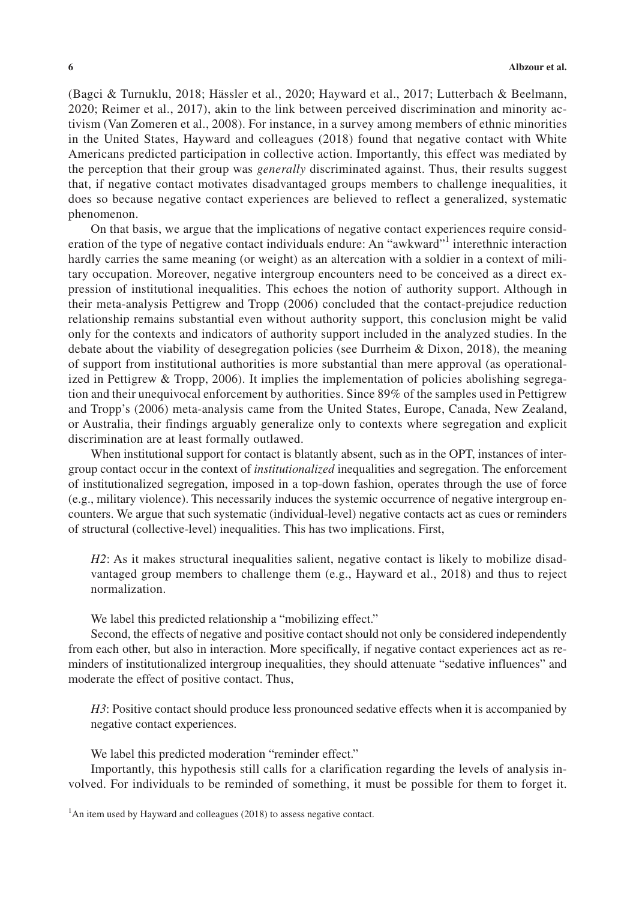(Bagci & Turnuklu, 2018; Hässler et al., 2020; Hayward et al., 2017; Lutterbach & Beelmann, 2020; Reimer et al., 2017), akin to the link between perceived discrimination and minority activism (Van Zomeren et al., 2008). For instance, in a survey among members of ethnic minorities in the United States, Hayward and colleagues (2018) found that negative contact with White Americans predicted participation in collective action. Importantly, this effect was mediated by the perception that their group was *generally* discriminated against. Thus, their results suggest that, if negative contact motivates disadvantaged groups members to challenge inequalities, it does so because negative contact experiences are believed to reflect a generalized, systematic phenomenon.

On that basis, we argue that the implications of negative contact experiences require consideration of the type of negative contact individuals endure: An "awkward"[1] interethnic interaction hardly carries the same meaning (or weight) as an altercation with a soldier in a context of military occupation. Moreover, negative intergroup encounters need to be conceived as a direct expression of institutional inequalities. This echoes the notion of authority support. Although in their meta-analysis Pettigrew and Tropp (2006) concluded that the contact-prejudice reduction relationship remains substantial even without authority support, this conclusion might be valid only for the contexts and indicators of authority support included in the analyzed studies. In the debate about the viability of desegregation policies (see Durrheim & Dixon, 2018), the meaning of support from institutional authorities is more substantial than mere approval (as operationalized in Pettigrew & Tropp, 2006). It implies the implementation of policies abolishing segregation and their unequivocal enforcement by authorities. Since 89% of the samples used in Pettigrew and Tropp's (2006) meta-analysis came from the United States, Europe, Canada, New Zealand, or Australia, their findings arguably generalize only to contexts where segregation and explicit discrimination are at least formally outlawed.

When institutional support for contact is blatantly absent, such as in the OPT, instances of intergroup contact occur in the context of *institutionalized* inequalities and segregation. The enforcement of institutionalized segregation, imposed in a top-down fashion, operates through the use of force (e.g., military violence). This necessarily induces the systemic occurrence of negative intergroup encounters. We argue that such systematic (individual-level) negative contacts act as cues or reminders of structural (collective-level) inequalities. This has two implications. First,

> *H2*: As it makes structural inequalities salient, negative contact is likely to mobilize disadvantaged group members to challenge them (e.g., Hayward et al., 2018) and thus to reject normalization.

We label this predicted relationship a "mobilizing effect."

Second, the effects of negative and positive contact should not only be considered independently from each other, but also in interaction. More specifically, if negative contact experiences act as reminders of institutionalized intergroup inequalities, they should attenuate "sedative influences" and moderate the effect of positive contact. Thus,

> *H3*: Positive contact should produce less pronounced sedative effects when it is accompanied by negative contact experiences.

We label this predicted moderation "reminder effect."

Importantly, this hypothesis still calls for a clarification regarding the levels of analysis involved. For individuals to be reminded of something, it must be possible for them to forget it.

[1] An item used by Hayward and colleagues (2018) to assess negative contact.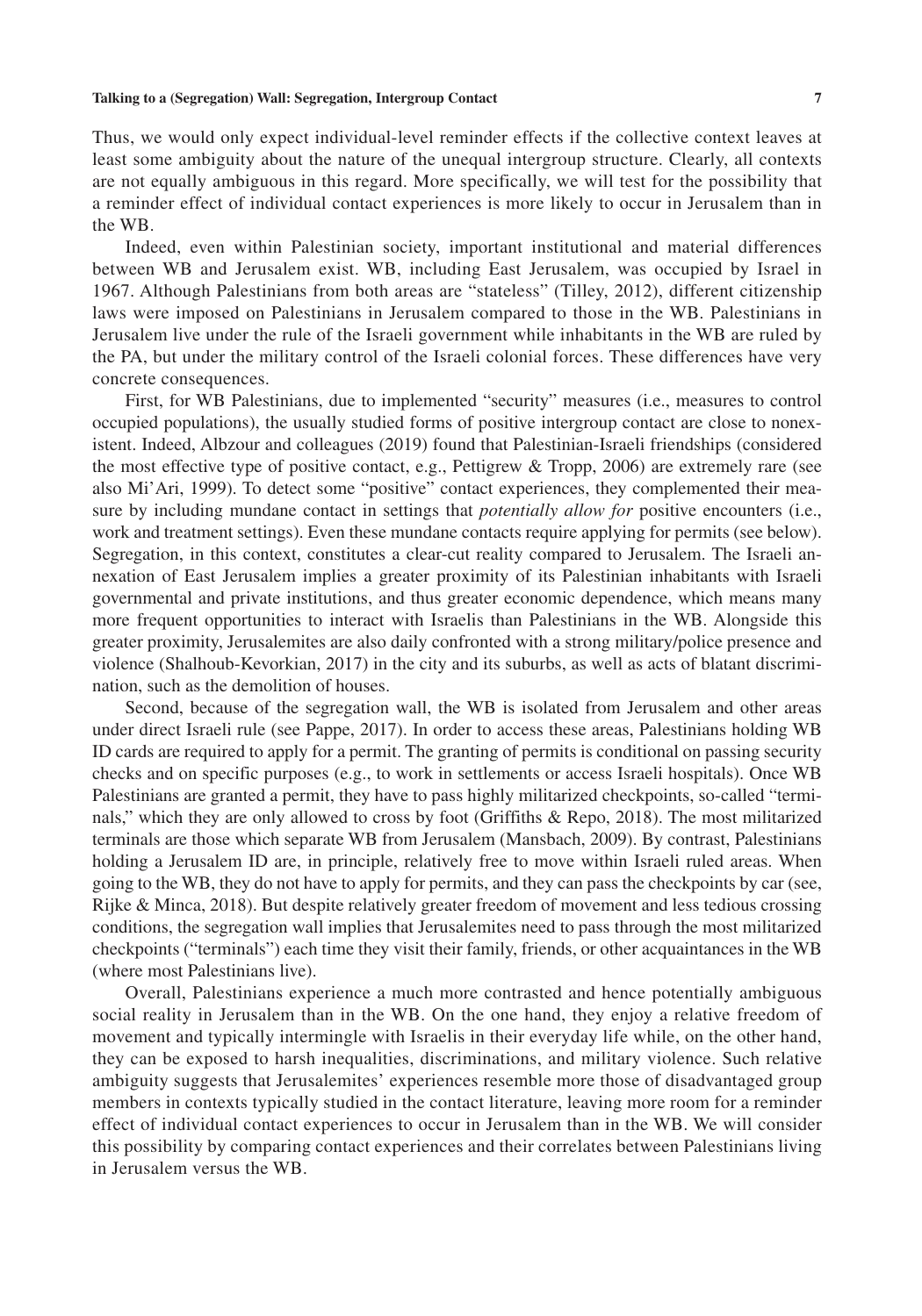Thus, we would only expect individual-level reminder effects if the collective context leaves at least some ambiguity about the nature of the unequal intergroup structure. Clearly, all contexts are not equally ambiguous in this regard. More specifically, we will test for the possibility that a reminder effect of individual contact experiences is more likely to occur in Jerusalem than in the WB.

Indeed, even within Palestinian society, important institutional and material differences between WB and Jerusalem exist. WB, including East Jerusalem, was occupied by Israel in 1967. Although Palestinians from both areas are "stateless" (Tilley, 2012), different citizenship laws were imposed on Palestinians in Jerusalem compared to those in the WB. Palestinians in Jerusalem live under the rule of the Israeli government while inhabitants in the WB are ruled by the PA, but under the military control of the Israeli colonial forces. These differences have very concrete consequences.

First, for WB Palestinians, due to implemented "security" measures (i.e., measures to control occupied populations), the usually studied forms of positive intergroup contact are close to nonexistent. Indeed, Albzour and colleagues (2019) found that Palestinian-Israeli friendships (considered the most effective type of positive contact, e.g., Pettigrew & Tropp, 2006) are extremely rare (see also Mi'Ari, 1999). To detect some "positive" contact experiences, they complemented their measure by including mundane contact in settings that *potentially allow for* positive encounters (i.e., work and treatment settings). Even these mundane contacts require applying for permits (see below). Segregation, in this context, constitutes a clear-cut reality compared to Jerusalem. The Israeli annexation of East Jerusalem implies a greater proximity of its Palestinian inhabitants with Israeli governmental and private institutions, and thus greater economic dependence, which means many more frequent opportunities to interact with Israelis than Palestinians in the WB. Alongside this greater proximity, Jerusalemites are also daily confronted with a strong military/police presence and violence (Shalhoub-Kevorkian, 2017) in the city and its suburbs, as well as acts of blatant discrimination, such as the demolition of houses.

Second, because of the segregation wall, the WB is isolated from Jerusalem and other areas under direct Israeli rule (see Pappe, 2017). In order to access these areas, Palestinians holding WB ID cards are required to apply for a permit. The granting of permits is conditional on passing security checks and on specific purposes (e.g., to work in settlements or access Israeli hospitals). Once WB Palestinians are granted a permit, they have to pass highly militarized checkpoints, so-called "terminals," which they are only allowed to cross by foot (Griffiths & Repo, 2018). The most militarized terminals are those which separate WB from Jerusalem (Mansbach, 2009). By contrast, Palestinians holding a Jerusalem ID are, in principle, relatively free to move within Israeli ruled areas. When going to the WB, they do not have to apply for permits, and they can pass the checkpoints by car (see, Rijke & Minca, 2018). But despite relatively greater freedom of movement and less tedious crossing conditions, the segregation wall implies that Jerusalemites need to pass through the most militarized checkpoints ("terminals") each time they visit their family, friends, or other acquaintances in the WB (where most Palestinians live).

Overall, Palestinians experience a much more contrasted and hence potentially ambiguous social reality in Jerusalem than in the WB. On the one hand, they enjoy a relative freedom of movement and typically intermingle with Israelis in their everyday life while, on the other hand, they can be exposed to harsh inequalities, discriminations, and military violence. Such relative ambiguity suggests that Jerusalemites' experiences resemble more those of disadvantaged group members in contexts typically studied in the contact literature, leaving more room for a reminder effect of individual contact experiences to occur in Jerusalem than in the WB. We will consider this possibility by comparing contact experiences and their correlates between Palestinians living in Jerusalem versus the WB.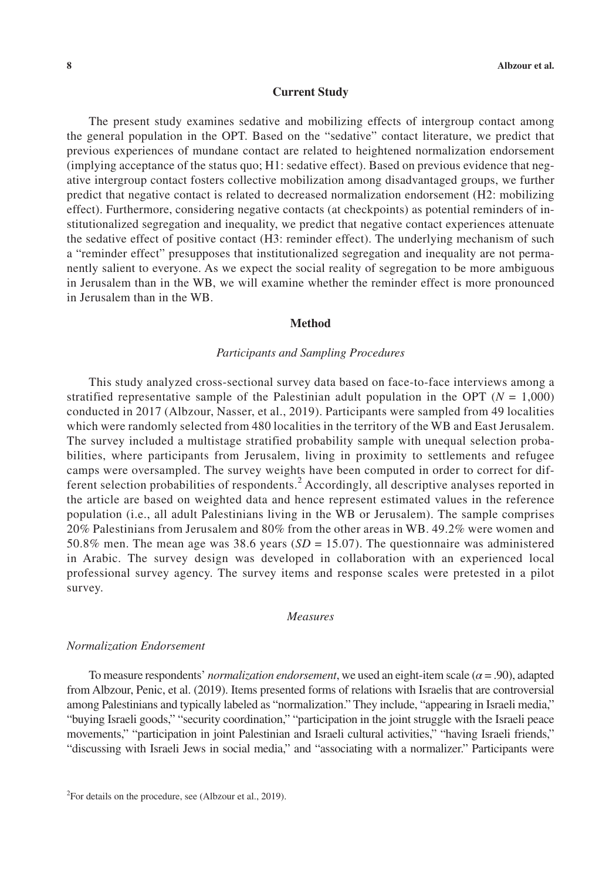## Current Study

The present study examines sedative and mobilizing effects of intergroup contact among the general population in the OPT. Based on the "sedative" contact literature, we predict that previous experiences of mundane contact are related to heightened normalization endorsement (implying acceptance of the status quo; H1: sedative effect). Based on previous evidence that negative intergroup contact fosters collective mobilization among disadvantaged groups, we further predict that negative contact is related to decreased normalization endorsement (H2: mobilizing effect). Furthermore, considering negative contacts (at checkpoints) as potential reminders of institutionalized segregation and inequality, we predict that negative contact experiences attenuate the sedative effect of positive contact (H3: reminder effect). The underlying mechanism of such a "reminder effect" presupposes that institutionalized segregation and inequality are not permanently salient to everyone. As we expect the social reality of segregation to be more ambiguous in Jerusalem than in the WB, we will examine whether the reminder effect is more pronounced in Jerusalem than in the WB.

## Method

### *Participants and Sampling Procedures*

This study analyzed cross-sectional survey data based on face-to-face interviews among a stratified representative sample of the Palestinian adult population in the OPT ($N$ = 1,000) conducted in 2017 (Albzour, Nasser, et al., 2019). Participants were sampled from 49 localities which were randomly selected from 480 localities in the territory of the WB and East Jerusalem. The survey included a multistage stratified probability sample with unequal selection probabilities, where participants from Jerusalem, living in proximity to settlements and refugee camps were oversampled. The survey weights have been computed in order to correct for different selection probabilities of respondents.[2] Accordingly, all descriptive analyses reported in the article are based on weighted data and hence represent estimated values in the reference population (i.e., all adult Palestinians living in the WB or Jerusalem). The sample comprises 20% Palestinians from Jerusalem and 80% from the other areas in WB. 49.2% were women and 50.8% men. The mean age was 38.6 years ($SD$ = 15.07). The questionnaire was administered in Arabic. The survey design was developed in collaboration with an experienced local professional survey agency. The survey items and response scales were pretested in a pilot survey.

### *Measures*

#### *Normalization Endorsement*

To measure respondents' *normalization endorsement*, we used an eight-item scale ($\alpha$ = .90), adapted from Albzour, Penic, et al. (2019). Items presented forms of relations with Israelis that are controversial among Palestinians and typically labeled as "normalization." They include, "appearing in Israeli media," "buying Israeli goods," "security coordination," "participation in the joint struggle with the Israeli peace movements," "participation in joint Palestinian and Israeli cultural activities," "having Israeli friends," "discussing with Israeli Jews in social media," and "associating with a normalizer." Participants were

[2]For details on the procedure, see (Albzour et al., 2019).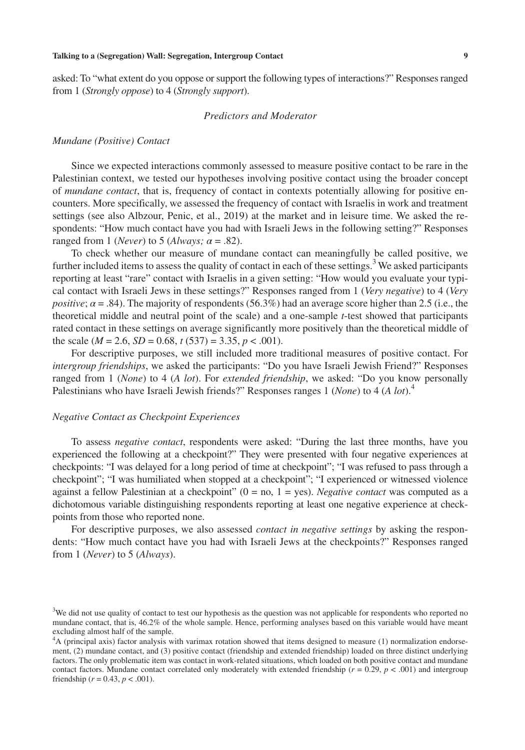asked: To "what extent do you oppose or support the following types of interactions?" Responses ranged from 1 (*Strongly oppose*) to 4 (*Strongly support*).

### *Predictors and Moderator*

#### *Mundane (Positive) Contact*

Since we expected interactions commonly assessed to measure positive contact to be rare in the Palestinian context, we tested our hypotheses involving positive contact using the broader concept of *mundane contact*, that is, frequency of contact in contexts potentially allowing for positive encounters. More specifically, we assessed the frequency of contact with Israelis in work and treatment settings (see also Albzour, Penic, et al., 2019) at the market and in leisure time. We asked the respondents: "How much contact have you had with Israeli Jews in the following setting?" Responses ranged from 1 (*Never*) to 5 (*Always*; $\alpha = .82$).

To check whether our measure of mundane contact can meaningfully be called positive, we further included items to assess the quality of contact in each of these settings.[3] We asked participants reporting at least "rare" contact with Israelis in a given setting: "How would you evaluate your typical contact with Israeli Jews in these settings?" Responses ranged from 1 (*Very negative*) to 4 (*Very positive*; $\alpha = .84$). The majority of respondents (56.3%) had an average score higher than 2.5 (i.e., the theoretical middle and neutral point of the scale) and a one-sample *t*-test showed that participants rated contact in these settings on average significantly more positively than the theoretical middle of the scale ($M = 2.6$, $SD = 0.68$, $t\ (537) = 3.35$, $p < .001$).

For descriptive purposes, we still included more traditional measures of positive contact. For *intergroup friendships*, we asked the participants: "Do you have Israeli Jewish Friend?" Responses ranged from 1 (*None*) to 4 (*A lot*). For *extended friendship*, we asked: "Do you know personally Palestinians who have Israeli Jewish friends?" Responses ranges 1 (*None*) to 4 (*A lot*).[4]

#### *Negative Contact as Checkpoint Experiences*

To assess *negative contact*, respondents were asked: "During the last three months, have you experienced the following at a checkpoint?" They were presented with four negative experiences at checkpoints: "I was delayed for a long period of time at checkpoint"; "I was refused to pass through a checkpoint"; "I was humiliated when stopped at a checkpoint"; "I experienced or witnessed violence against a fellow Palestinian at a checkpoint" (0 = no, 1 = yes). *Negative contact* was computed as a dichotomous variable distinguishing respondents reporting at least one negative experience at checkpoints from those who reported none.

For descriptive purposes, we also assessed *contact in negative settings* by asking the respondents: "How much contact have you had with Israeli Jews at the checkpoints?" Responses ranged from 1 (*Never*) to 5 (*Always*).

---

[3]We did not use quality of contact to test our hypothesis as the question was not applicable for respondents who reported no mundane contact, that is, 46.2% of the whole sample. Hence, performing analyses based on this variable would have meant excluding almost half of the sample.

[4]A (principal axis) factor analysis with varimax rotation showed that items designed to measure (1) normalization endorsement, (2) mundane contact, and (3) positive contact (friendship and extended friendship) loaded on three distinct underlying factors. The only problematic item was contact in work-related situations, which loaded on both positive contact and mundane contact factors. Mundane contact correlated only moderately with extended friendship ($r = 0.29$, $p < .001$) and intergroup friendship ($r = 0.43$, $p < .001$).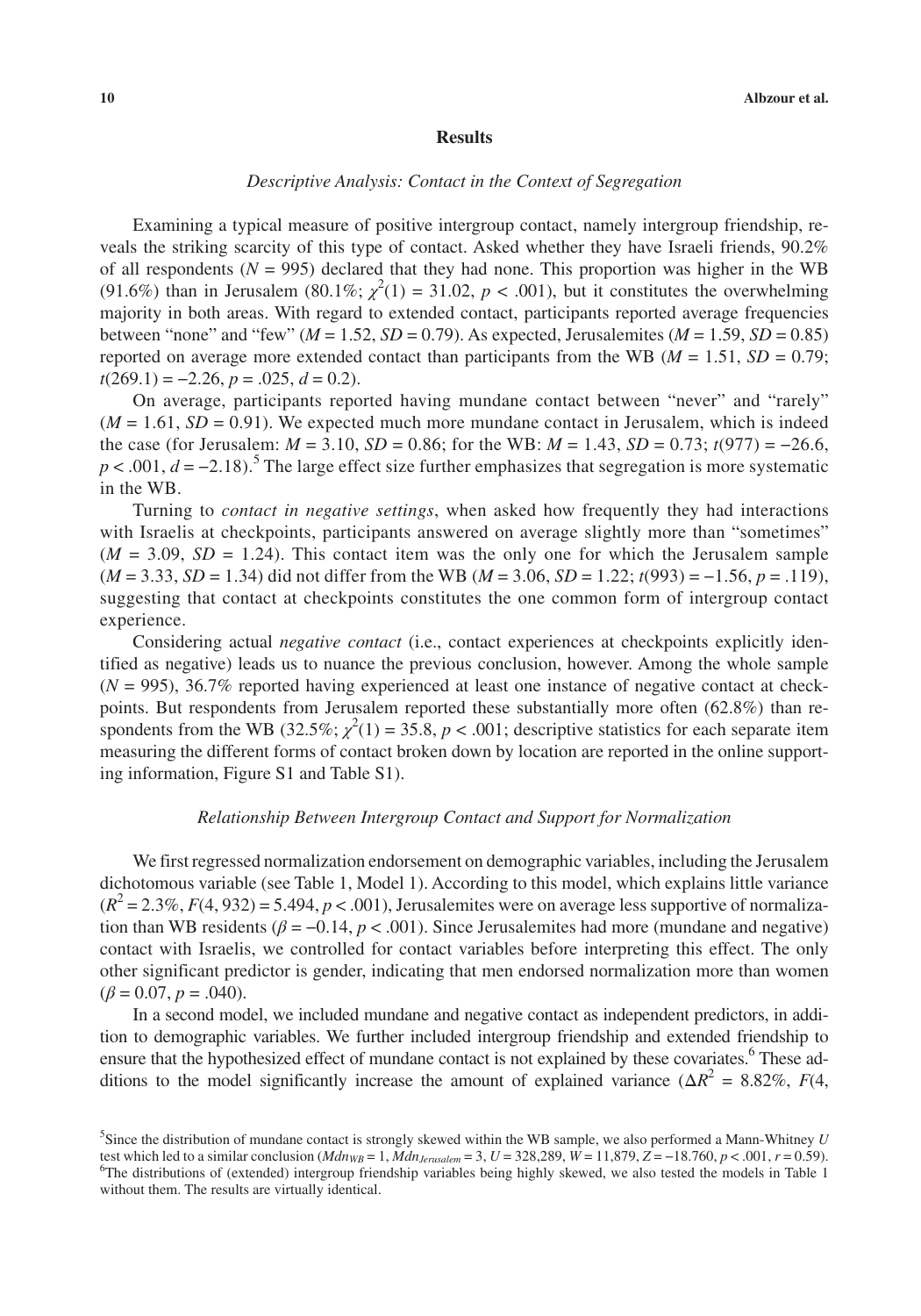## Results

### *Descriptive Analysis: Contact in the Context of Segregation*

Examining a typical measure of positive intergroup contact, namely intergroup friendship, reveals the striking scarcity of this type of contact. Asked whether they have Israeli friends, 90.2% of all respondents ($N = 995$) declared that they had none. This proportion was higher in the WB (91.6%) than in Jerusalem (80.1%; $\chi^2(1) = 31.02$, $p < .001$), but it constitutes the overwhelming majority in both areas. With regard to extended contact, participants reported average frequencies between "none" and "few" ($M = 1.52$, $SD = 0.79$). As expected, Jerusalemites ($M = 1.59$, $SD = 0.85$) reported on average more extended contact than participants from the WB ($M = 1.51$, $SD = 0.79$; $t(269.1) = -2.26$, $p = .025$, $d = 0.2$).

On average, participants reported having mundane contact between "never" and "rarely" ($M = 1.61$, $SD = 0.91$). We expected much more mundane contact in Jerusalem, which is indeed the case (for Jerusalem: $M = 3.10$, $SD = 0.86$; for the WB: $M = 1.43$, $SD = 0.73$; $t(977) = -26.6$, $p < .001$, $d = -2.18$).[5] The large effect size further emphasizes that segregation is more systematic in the WB.

Turning to *contact in negative settings*, when asked how frequently they had interactions with Israelis at checkpoints, participants answered on average slightly more than "sometimes" ($M = 3.09$, $SD = 1.24$). This contact item was the only one for which the Jerusalem sample ($M = 3.33$, $SD = 1.34$) did not differ from the WB ($M = 3.06$, $SD = 1.22$; $t(993) = -1.56$, $p = .119$), suggesting that contact at checkpoints constitutes the one common form of intergroup contact experience.

Considering actual *negative contact* (i.e., contact experiences at checkpoints explicitly identified as negative) leads us to nuance the previous conclusion, however. Among the whole sample ($N = 995$), 36.7% reported having experienced at least one instance of negative contact at checkpoints. But respondents from Jerusalem reported these substantially more often (62.8%) than respondents from the WB (32.5%; $\chi^2(1) = 35.8$, $p < .001$; descriptive statistics for each separate item measuring the different forms of contact broken down by location are reported in the online supporting information, Figure S1 and Table S1).

### *Relationship Between Intergroup Contact and Support for Normalization*

We first regressed normalization endorsement on demographic variables, including the Jerusalem dichotomous variable (see Table 1, Model 1). According to this model, which explains little variance ($R^2 = 2.3\%$, $F(4, 932) = 5.494$, $p < .001$), Jerusalemites were on average less supportive of normalization than WB residents ($\beta = -0.14$, $p < .001$). Since Jerusalemites had more (mundane and negative) contact with Israelis, we controlled for contact variables before interpreting this effect. The only other significant predictor is gender, indicating that men endorsed normalization more than women ($\beta = 0.07$, $p = .040$).

In a second model, we included mundane and negative contact as independent predictors, in addition to demographic variables. We further included intergroup friendship and extended friendship to ensure that the hypothesized effect of mundane contact is not explained by these covariates.[6] These additions to the model significantly increase the amount of explained variance ($\Delta R^2 = 8.82\%$, $F$(4,

[5]Since the distribution of mundane contact is strongly skewed within the WB sample, we also performed a Mann-Whitney $U$ test which led to a similar conclusion ($Mdn_{WB} = 1$, $Mdn_{Jerusalem} = 3$, $U = 328{,}289$, $W = 11{,}879$, $Z = -18.760$, $p < .001$, $r = 0.59$).

[6]The distributions of (extended) intergroup friendship variables being highly skewed, we also tested the models in Table 1 without them. The results are virtually identical.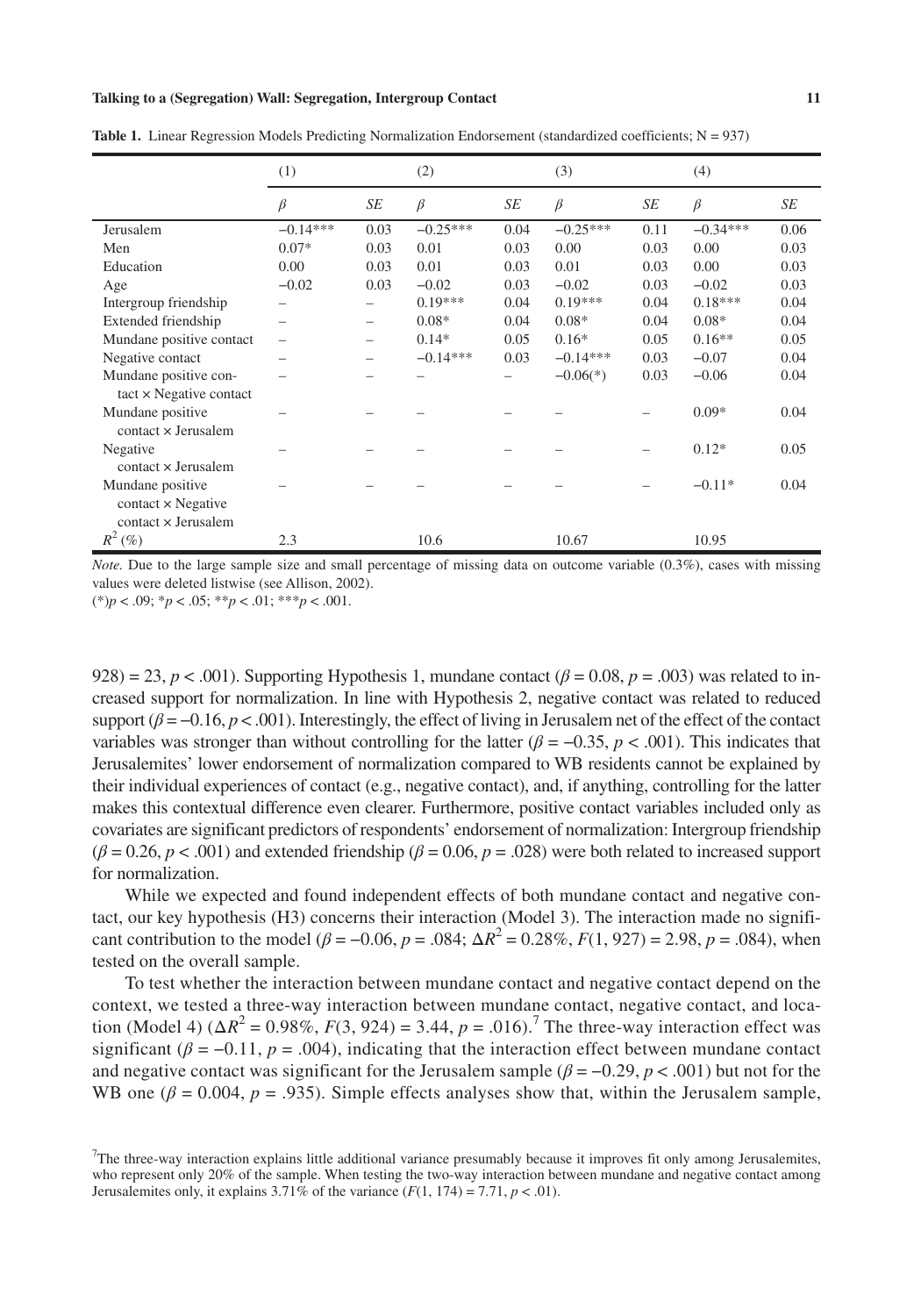**Table 1.** Linear Regression Models Predicting Normalization Endorsement (standardized coefficients; N = 937)

| | (1) | | (2) | | (3) | | (4) | |
|---|---|---|---|---|---|---|---|---|
| | *β* | *SE* | *β* | *SE* | *β* | *SE* | *β* | *SE* |
| Jerusalem | −0.14*** | 0.03 | −0.25*** | 0.04 | −0.25*** | 0.11 | −0.34*** | 0.06 |
| Men | 0.07* | 0.03 | 0.01 | 0.03 | 0.00 | 0.03 | 0.00 | 0.03 |
| Education | 0.00 | 0.03 | 0.01 | 0.03 | 0.01 | 0.03 | 0.00 | 0.03 |
| Age | −0.02 | 0.03 | −0.02 | 0.03 | −0.02 | 0.03 | −0.02 | 0.03 |
| Intergroup friendship | – | – | 0.19*** | 0.04 | 0.19*** | 0.04 | 0.18*** | 0.04 |
| Extended friendship | – | – | 0.08* | 0.04 | 0.08* | 0.04 | 0.08* | 0.04 |
| Mundane positive contact | – | – | 0.14* | 0.05 | 0.16* | 0.05 | 0.16** | 0.05 |
| Negative contact | – | – | −0.14*** | 0.03 | −0.14*** | 0.03 | −0.07 | 0.04 |
| Mundane positive contact × Negative contact | – | – | – | – | −0.06(*) | 0.03 | −0.06 | 0.04 |
| Mundane positive contact × Jerusalem | – | – | – | – | – | – | 0.09* | 0.04 |
| Negative contact × Jerusalem | – | – | – | – | – | – | 0.12* | 0.05 |
| Mundane positive contact × Negative contact × Jerusalem | – | – | – | – | – | – | −0.11* | 0.04 |
| $R^2$ (%) | 2.3 | | 10.6 | | 10.67 | | 10.95 | |

*Note.* Due to the large sample size and small percentage of missing data on outcome variable (0.3%), cases with missing values were deleted listwise (see Allison, 2002).

(*)$p < .09$; *$p < .05$; **$p < .01$; ***$p < .001$.

928) = 23, $p < .001$). Supporting Hypothesis 1, mundane contact ($\beta = 0.08$, $p = .003$) was related to increased support for normalization. In line with Hypothesis 2, negative contact was related to reduced support ($\beta = -0.16$, $p < .001$). Interestingly, the effect of living in Jerusalem net of the effect of the contact variables was stronger than without controlling for the latter ($\beta = -0.35$, $p < .001$). This indicates that Jerusalemites' lower endorsement of normalization compared to WB residents cannot be explained by their individual experiences of contact (e.g., negative contact), and, if anything, controlling for the latter makes this contextual difference even clearer. Furthermore, positive contact variables included only as covariates are significant predictors of respondents' endorsement of normalization: Intergroup friendship ($\beta = 0.26$, $p < .001$) and extended friendship ($\beta = 0.06$, $p = .028$) were both related to increased support for normalization.

While we expected and found independent effects of both mundane contact and negative contact, our key hypothesis (H3) concerns their interaction (Model 3). The interaction made no significant contribution to the model ($\beta = -0.06$, $p = .084$; $\Delta R^2 = 0.28\%$, $F(1, 927) = 2.98$, $p = .084$), when tested on the overall sample.

To test whether the interaction between mundane contact and negative contact depend on the context, we tested a three-way interaction between mundane contact, negative contact, and location (Model 4) ($\Delta R^2 = 0.98\%$, $F(3, 924) = 3.44$, $p = .016$).[7] The three-way interaction effect was significant ($\beta = -0.11$, $p = .004$), indicating that the interaction effect between mundane contact and negative contact was significant for the Jerusalem sample ($\beta = -0.29$, $p < .001$) but not for the WB one ($\beta = 0.004$, $p = .935$). Simple effects analyses show that, within the Jerusalem sample,

[7]The three-way interaction explains little additional variance presumably because it improves fit only among Jerusalemites, who represent only 20% of the sample. When testing the two-way interaction between mundane and negative contact among Jerusalemites only, it explains 3.71% of the variance ($F(1, 174) = 7.71$, $p < .01$).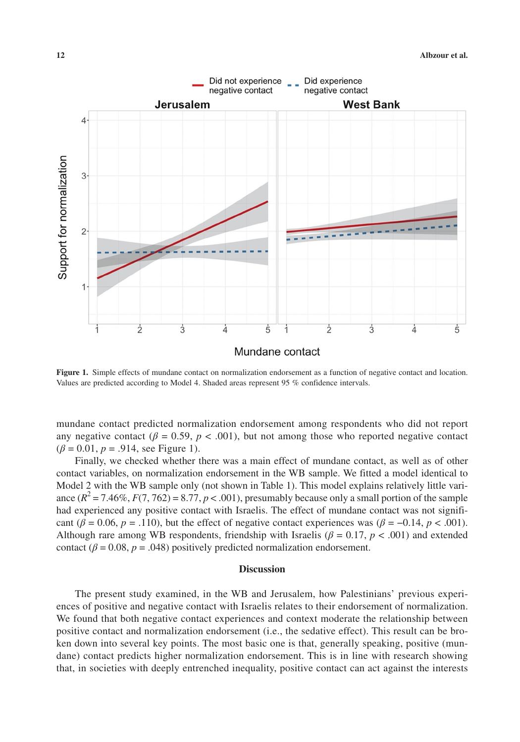**Figure 1.** Simple effects of mundane contact on normalization endorsement as a function of negative contact and location. Values are predicted according to Model 4. Shaded areas represent 95 % confidence intervals.

mundane contact predicted normalization endorsement among respondents who did not report any negative contact ($\beta = 0.59$, $p < .001$), but not among those who reported negative contact ($\beta = 0.01$, $p = .914$, see Figure 1).

Finally, we checked whether there was a main effect of mundane contact, as well as of other contact variables, on normalization endorsement in the WB sample. We fitted a model identical to Model 2 with the WB sample only (not shown in Table 1). This model explains relatively little variance ($R^2 = 7.46\%$, $F(7, 762) = 8.77$, $p < .001$), presumably because only a small portion of the sample had experienced any positive contact with Israelis. The effect of mundane contact was not significant ($\beta = 0.06$, $p = .110$), but the effect of negative contact experiences was ($\beta = -0.14$, $p < .001$). Although rare among WB respondents, friendship with Israelis ($\beta = 0.17$, $p < .001$) and extended contact ($\beta = 0.08$, $p = .048$) positively predicted normalization endorsement.

## Discussion

The present study examined, in the WB and Jerusalem, how Palestinians' previous experiences of positive and negative contact with Israelis relates to their endorsement of normalization. We found that both negative contact experiences and context moderate the relationship between positive contact and normalization endorsement (i.e., the sedative effect). This result can be broken down into several key points. The most basic one is that, generally speaking, positive (mundane) contact predicts higher normalization endorsement. This is in line with research showing that, in societies with deeply entrenched inequality, positive contact can act against the interests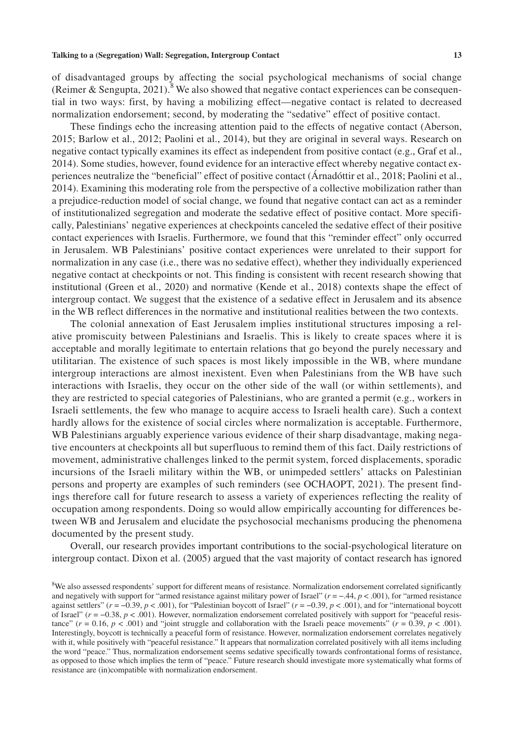of disadvantaged groups by affecting the social psychological mechanisms of social change (Reimer & Sengupta, 2021).[8] We also showed that negative contact experiences can be consequential in two ways: first, by having a mobilizing effect—negative contact is related to decreased normalization endorsement; second, by moderating the "sedative" effect of positive contact.

These findings echo the increasing attention paid to the effects of negative contact (Aberson, 2015; Barlow et al., 2012; Paolini et al., 2014), but they are original in several ways. Research on negative contact typically examines its effect as independent from positive contact (e.g., Graf et al., 2014). Some studies, however, found evidence for an interactive effect whereby negative contact experiences neutralize the "beneficial" effect of positive contact (Árnadóttir et al., 2018; Paolini et al., 2014). Examining this moderating role from the perspective of a collective mobilization rather than a prejudice-reduction model of social change, we found that negative contact can act as a reminder of institutionalized segregation and moderate the sedative effect of positive contact. More specifically, Palestinians' negative experiences at checkpoints canceled the sedative effect of their positive contact experiences with Israelis. Furthermore, we found that this "reminder effect" only occurred in Jerusalem. WB Palestinians' positive contact experiences were unrelated to their support for normalization in any case (i.e., there was no sedative effect), whether they individually experienced negative contact at checkpoints or not. This finding is consistent with recent research showing that institutional (Green et al., 2020) and normative (Kende et al., 2018) contexts shape the effect of intergroup contact. We suggest that the existence of a sedative effect in Jerusalem and its absence in the WB reflect differences in the normative and institutional realities between the two contexts.

The colonial annexation of East Jerusalem implies institutional structures imposing a relative promiscuity between Palestinians and Israelis. This is likely to create spaces where it is acceptable and morally legitimate to entertain relations that go beyond the purely necessary and utilitarian. The existence of such spaces is most likely impossible in the WB, where mundane intergroup interactions are almost inexistent. Even when Palestinians from the WB have such interactions with Israelis, they occur on the other side of the wall (or within settlements), and they are restricted to special categories of Palestinians, who are granted a permit (e.g., workers in Israeli settlements, the few who manage to acquire access to Israeli health care). Such a context hardly allows for the existence of social circles where normalization is acceptable. Furthermore, WB Palestinians arguably experience various evidence of their sharp disadvantage, making negative encounters at checkpoints all but superfluous to remind them of this fact. Daily restrictions of movement, administrative challenges linked to the permit system, forced displacements, sporadic incursions of the Israeli military within the WB, or unimpeded settlers' attacks on Palestinian persons and property are examples of such reminders (see OCHAOPT, 2021). The present findings therefore call for future research to assess a variety of experiences reflecting the reality of occupation among respondents. Doing so would allow empirically accounting for differences between WB and Jerusalem and elucidate the psychosocial mechanisms producing the phenomena documented by the present study.

Overall, our research provides important contributions to the social-psychological literature on intergroup contact. Dixon et al. (2005) argued that the vast majority of contact research has ignored

[8]We also assessed respondents' support for different means of resistance. Normalization endorsement correlated significantly and negatively with support for "armed resistance against military power of Israel" ($r = -.44$, $p < .001$), for "armed resistance against settlers" ($r = -0.39$, $p < .001$), for "Palestinian boycott of Israel" ($r = -0.39$, $p < .001$), and for "international boycott of Israel" ($r = -0.38$, $p < .001$). However, normalization endorsement correlated positively with support for "peaceful resistance" ($r = 0.16$, $p < .001$) and "joint struggle and collaboration with the Israeli peace movements" ($r = 0.39$, $p < .001$). Interestingly, boycott is technically a peaceful form of resistance. However, normalization endorsement correlates negatively with it, while positively with "peaceful resistance." It appears that normalization correlated positively with all items including the word "peace." Thus, normalization endorsement seems sedative specifically towards confrontational forms of resistance, as opposed to those which implies the term of "peace." Future research should investigate more systematically what forms of resistance are (in)compatible with normalization endorsement.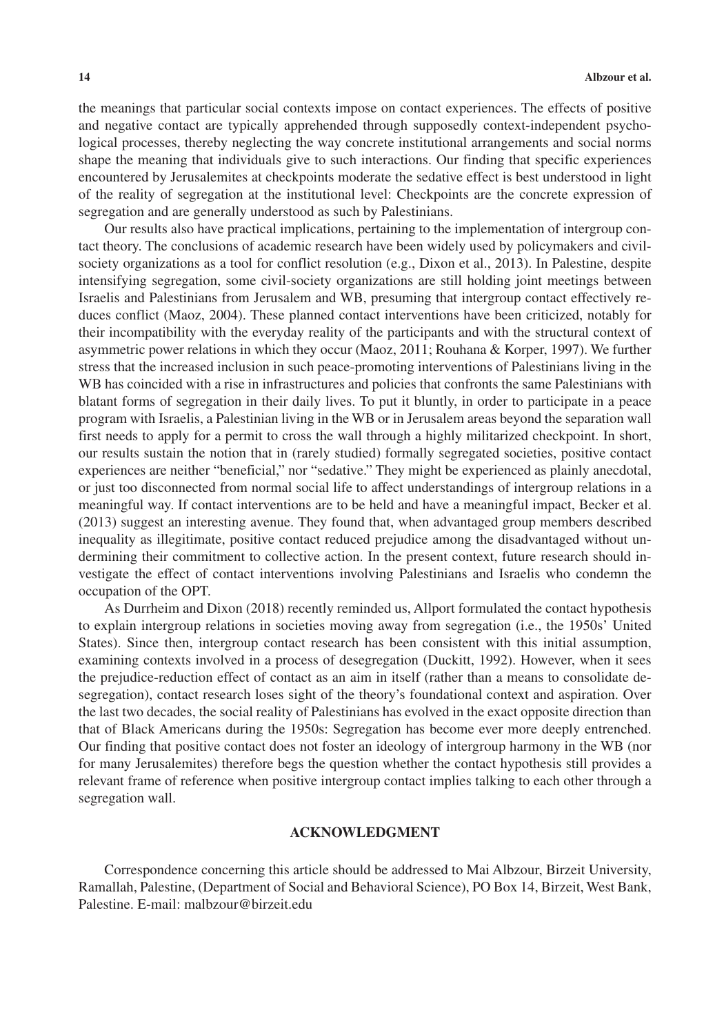the meanings that particular social contexts impose on contact experiences. The effects of positive and negative contact are typically apprehended through supposedly context-independent psychological processes, thereby neglecting the way concrete institutional arrangements and social norms shape the meaning that individuals give to such interactions. Our finding that specific experiences encountered by Jerusalemites at checkpoints moderate the sedative effect is best understood in light of the reality of segregation at the institutional level: Checkpoints are the concrete expression of segregation and are generally understood as such by Palestinians.

Our results also have practical implications, pertaining to the implementation of intergroup contact theory. The conclusions of academic research have been widely used by policymakers and civil-society organizations as a tool for conflict resolution (e.g., Dixon et al., 2013). In Palestine, despite intensifying segregation, some civil-society organizations are still holding joint meetings between Israelis and Palestinians from Jerusalem and WB, presuming that intergroup contact effectively reduces conflict (Maoz, 2004). These planned contact interventions have been criticized, notably for their incompatibility with the everyday reality of the participants and with the structural context of asymmetric power relations in which they occur (Maoz, 2011; Rouhana & Korper, 1997). We further stress that the increased inclusion in such peace-promoting interventions of Palestinians living in the WB has coincided with a rise in infrastructures and policies that confronts the same Palestinians with blatant forms of segregation in their daily lives. To put it bluntly, in order to participate in a peace program with Israelis, a Palestinian living in the WB or in Jerusalem areas beyond the separation wall first needs to apply for a permit to cross the wall through a highly militarized checkpoint. In short, our results sustain the notion that in (rarely studied) formally segregated societies, positive contact experiences are neither "beneficial," nor "sedative." They might be experienced as plainly anecdotal, or just too disconnected from normal social life to affect understandings of intergroup relations in a meaningful way. If contact interventions are to be held and have a meaningful impact, Becker et al. (2013) suggest an interesting avenue. They found that, when advantaged group members described inequality as illegitimate, positive contact reduced prejudice among the disadvantaged without undermining their commitment to collective action. In the present context, future research should investigate the effect of contact interventions involving Palestinians and Israelis who condemn the occupation of the OPT.

As Durrheim and Dixon (2018) recently reminded us, Allport formulated the contact hypothesis to explain intergroup relations in societies moving away from segregation (i.e., the 1950s' United States). Since then, intergroup contact research has been consistent with this initial assumption, examining contexts involved in a process of desegregation (Duckitt, 1992). However, when it sees the prejudice-reduction effect of contact as an aim in itself (rather than a means to consolidate desegregation), contact research loses sight of the theory's foundational context and aspiration. Over the last two decades, the social reality of Palestinians has evolved in the exact opposite direction than that of Black Americans during the 1950s: Segregation has become ever more deeply entrenched. Our finding that positive contact does not foster an ideology of intergroup harmony in the WB (nor for many Jerusalemites) therefore begs the question whether the contact hypothesis still provides a relevant frame of reference when positive intergroup contact implies talking to each other through a segregation wall.

## ACKNOWLEDGMENT

Correspondence concerning this article should be addressed to Mai Albzour, Birzeit University, Ramallah, Palestine, (Department of Social and Behavioral Science), PO Box 14, Birzeit, West Bank, Palestine. E-mail: malbzour@birzeit.edu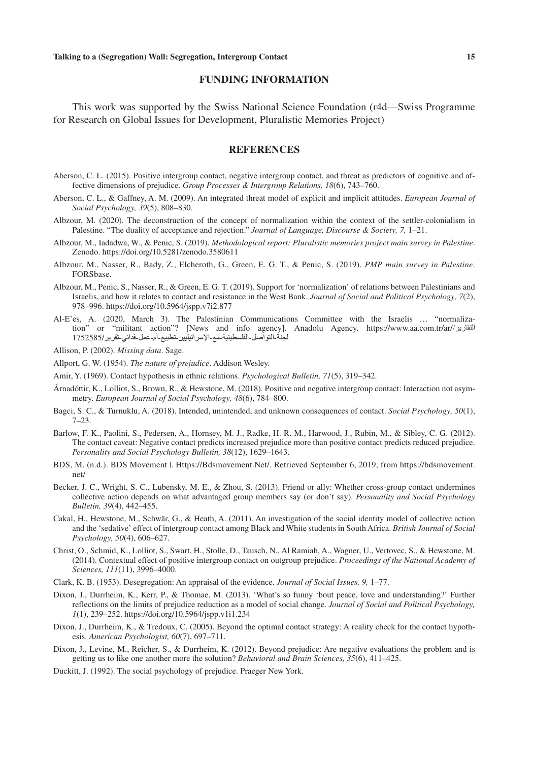## FUNDING INFORMATION

This work was supported by the Swiss National Science Foundation (r4d—Swiss Programme for Research on Global Issues for Development, Pluralistic Memories Project)

## REFERENCES

Aberson, C. L. (2015). Positive intergroup contact, negative intergroup contact, and threat as predictors of cognitive and affective dimensions of prejudice. *Group Processes & Intergroup Relations, 18*(6), 743–760.

Aberson, C. L., & Gaffney, A. M. (2009). An integrated threat model of explicit and implicit attitudes. *European Journal of Social Psychology, 39*(5), 808–830.

Albzour, M. (2020). The deconstruction of the concept of normalization within the context of the settler-colonialism in Palestine. "The duality of acceptance and rejection." *Journal of Language, Discourse & Society, 7,* 1–21.

Albzour, M., Iadadwa, W., & Penic, S. (2019). *Methodological report: Pluralistic memories project main survey in Palestine*. Zenodo. https://doi.org/10.5281/zenodo.3580611

Albzour, M., Nasser, R., Bady, Z., Elcheroth, G., Green, E. G. T., & Penic, S. (2019). *PMP main survey in Palestine*. FORSbase.

Albzour, M., Penic, S., Nasser, R., & Green, E. G. T. (2019). Support for 'normalization' of relations between Palestinians and Israelis, and how it relates to contact and resistance in the West Bank. *Journal of Social and Political Psychology, 7*(2), 978–996. https://doi.org/10.5964/jspp.v7i2.877

Al-E'es, A. (2020, March 3). The Palestinian Communications Committee with the Israelis … "normalization" or "militant action"? [News and info agency]. Anadolu Agency. https://www.aa.com.tr/ar/التقارير/لجنة-التواصل-الفلسطينية-مع-الإسرائيليين-تطبيع-أم-عمل-فدائي-تقرير/1752585

Allison, P. (2002). *Missing data*. Sage.

Allport, G. W. (1954). *The nature of prejudice*. Addison Wesley.

Amir, Y. (1969). Contact hypothesis in ethnic relations. *Psychological Bulletin, 71*(5), 319–342.

Árnadóttir, K., Lolliot, S., Brown, R., & Hewstone, M. (2018). Positive and negative intergroup contact: Interaction not asymmetry. *European Journal of Social Psychology, 48*(6), 784–800.

Bagci, S. C., & Turnuklu, A. (2018). Intended, unintended, and unknown consequences of contact. *Social Psychology, 50*(1), 7–23.

Barlow, F. K., Paolini, S., Pedersen, A., Hornsey, M. J., Radke, H. R. M., Harwood, J., Rubin, M., & Sibley, C. G. (2012). The contact caveat: Negative contact predicts increased prejudice more than positive contact predicts reduced prejudice. *Personality and Social Psychology Bulletin, 38*(12), 1629–1643.

BDS, M. (n.d.). BDS Movement |. Https://Bdsmovement.Net/. Retrieved September 6, 2019, from https://bdsmovement.net/

Becker, J. C., Wright, S. C., Lubensky, M. E., & Zhou, S. (2013). Friend or ally: Whether cross-group contact undermines collective action depends on what advantaged group members say (or don't say). *Personality and Social Psychology Bulletin, 39*(4), 442–455.

Cakal, H., Hewstone, M., Schwär, G., & Heath, A. (2011). An investigation of the social identity model of collective action and the 'sedative' effect of intergroup contact among Black and White students in South Africa. *British Journal of Social Psychology, 50*(4), 606–627.

Christ, O., Schmid, K., Lolliot, S., Swart, H., Stolle, D., Tausch, N., Al Ramiah, A., Wagner, U., Vertovec, S., & Hewstone, M. (2014). Contextual effect of positive intergroup contact on outgroup prejudice. *Proceedings of the National Academy of Sciences, 111*(11), 3996–4000.

Clark, K. B. (1953). Desegregation: An appraisal of the evidence. *Journal of Social Issues, 9,* 1–77.

Dixon, J., Durrheim, K., Kerr, P., & Thomae, M. (2013). 'What's so funny 'bout peace, love and understanding?' Further reflections on the limits of prejudice reduction as a model of social change. *Journal of Social and Political Psychology, 1*(1), 239–252. https://doi.org/10.5964/jspp.v1i1.234

Dixon, J., Durrheim, K., & Tredoux, C. (2005). Beyond the optimal contact strategy: A reality check for the contact hypothesis. *American Psychologist, 60*(7), 697–711.

Dixon, J., Levine, M., Reicher, S., & Durrheim, K. (2012). Beyond prejudice: Are negative evaluations the problem and is getting us to like one another more the solution? *Behavioral and Brain Sciences, 35*(6), 411–425.

Duckitt, J. (1992). The social psychology of prejudice. Praeger New York.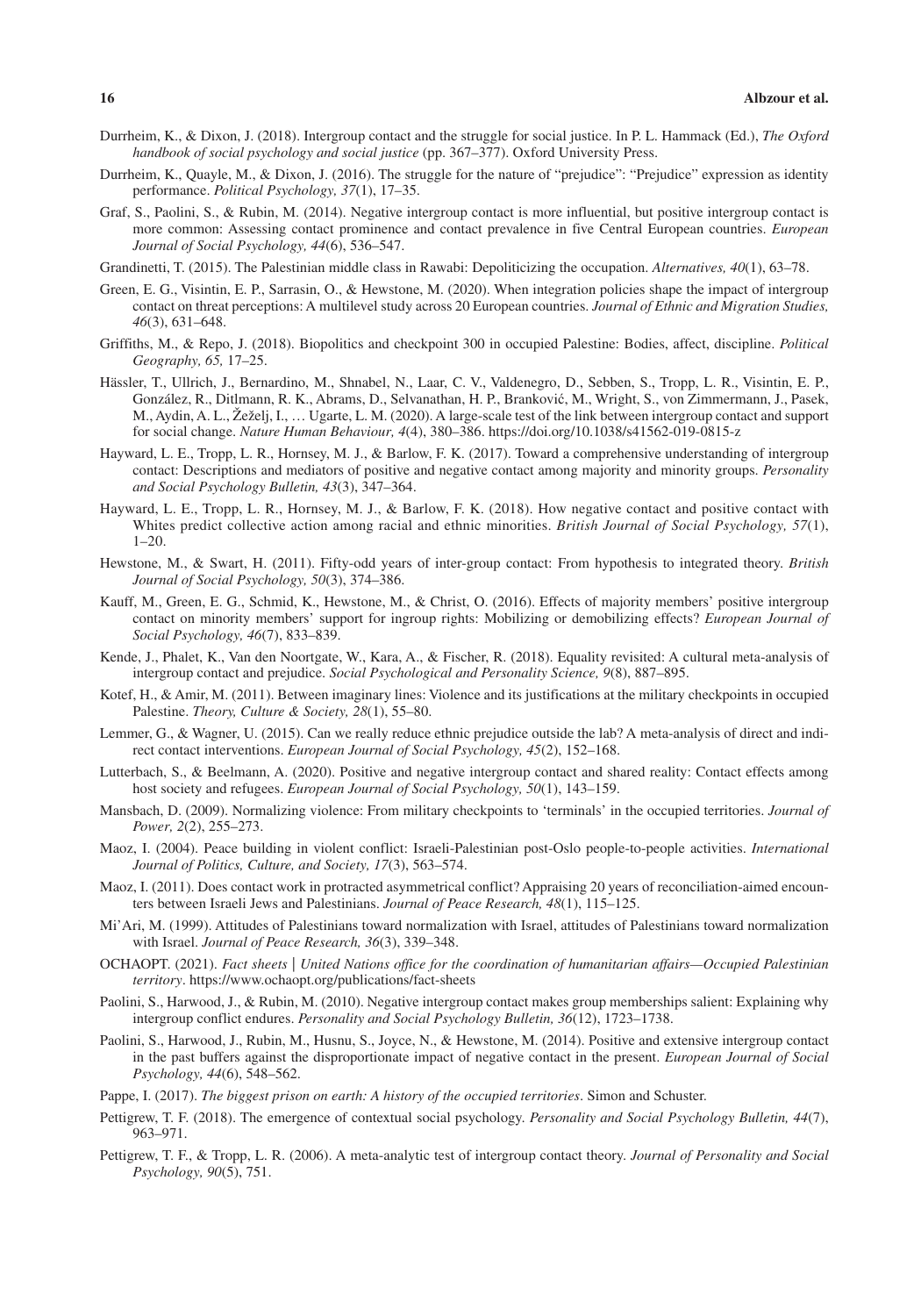Durrheim, K., & Dixon, J. (2018). Intergroup contact and the struggle for social justice. In P. L. Hammack (Ed.), *The Oxford handbook of social psychology and social justice* (pp. 367–377). Oxford University Press.

Durrheim, K., Quayle, M., & Dixon, J. (2016). The struggle for the nature of "prejudice": "Prejudice" expression as identity performance. *Political Psychology, 37*(1), 17–35.

Graf, S., Paolini, S., & Rubin, M. (2014). Negative intergroup contact is more influential, but positive intergroup contact is more common: Assessing contact prominence and contact prevalence in five Central European countries. *European Journal of Social Psychology, 44*(6), 536–547.

Grandinetti, T. (2015). The Palestinian middle class in Rawabi: Depoliticizing the occupation. *Alternatives, 40*(1), 63–78.

Green, E. G., Visintin, E. P., Sarrasin, O., & Hewstone, M. (2020). When integration policies shape the impact of intergroup contact on threat perceptions: A multilevel study across 20 European countries. *Journal of Ethnic and Migration Studies, 46*(3), 631–648.

Griffiths, M., & Repo, J. (2018). Biopolitics and checkpoint 300 in occupied Palestine: Bodies, affect, discipline. *Political Geography, 65,* 17–25.

Hässler, T., Ullrich, J., Bernardino, M., Shnabel, N., Laar, C. V., Valdenegro, D., Sebben, S., Tropp, L. R., Visintin, E. P., González, R., Ditlmann, R. K., Abrams, D., Selvanathan, H. P., Branković, M., Wright, S., von Zimmermann, J., Pasek, M., Aydin, A. L., Žeželj, I., … Ugarte, L. M. (2020). A large-scale test of the link between intergroup contact and support for social change. *Nature Human Behaviour, 4*(4), 380–386. https://doi.org/10.1038/s41562-019-0815-z

Hayward, L. E., Tropp, L. R., Hornsey, M. J., & Barlow, F. K. (2017). Toward a comprehensive understanding of intergroup contact: Descriptions and mediators of positive and negative contact among majority and minority groups. *Personality and Social Psychology Bulletin, 43*(3), 347–364.

Hayward, L. E., Tropp, L. R., Hornsey, M. J., & Barlow, F. K. (2018). How negative contact and positive contact with Whites predict collective action among racial and ethnic minorities. *British Journal of Social Psychology, 57*(1), 1–20.

Hewstone, M., & Swart, H. (2011). Fifty-odd years of inter-group contact: From hypothesis to integrated theory. *British Journal of Social Psychology, 50*(3), 374–386.

Kauff, M., Green, E. G., Schmid, K., Hewstone, M., & Christ, O. (2016). Effects of majority members' positive intergroup contact on minority members' support for ingroup rights: Mobilizing or demobilizing effects? *European Journal of Social Psychology, 46*(7), 833–839.

Kende, J., Phalet, K., Van den Noortgate, W., Kara, A., & Fischer, R. (2018). Equality revisited: A cultural meta-analysis of intergroup contact and prejudice. *Social Psychological and Personality Science, 9*(8), 887–895.

Kotef, H., & Amir, M. (2011). Between imaginary lines: Violence and its justifications at the military checkpoints in occupied Palestine. *Theory, Culture & Society, 28*(1), 55–80.

Lemmer, G., & Wagner, U. (2015). Can we really reduce ethnic prejudice outside the lab? A meta-analysis of direct and indirect contact interventions. *European Journal of Social Psychology, 45*(2), 152–168.

Lutterbach, S., & Beelmann, A. (2020). Positive and negative intergroup contact and shared reality: Contact effects among host society and refugees. *European Journal of Social Psychology, 50*(1), 143–159.

Mansbach, D. (2009). Normalizing violence: From military checkpoints to 'terminals' in the occupied territories. *Journal of Power, 2*(2), 255–273.

Maoz, I. (2004). Peace building in violent conflict: Israeli-Palestinian post-Oslo people-to-people activities. *International Journal of Politics, Culture, and Society, 17*(3), 563–574.

Maoz, I. (2011). Does contact work in protracted asymmetrical conflict? Appraising 20 years of reconciliation-aimed encounters between Israeli Jews and Palestinians. *Journal of Peace Research, 48*(1), 115–125.

Mi'Ari, M. (1999). Attitudes of Palestinians toward normalization with Israel, attitudes of Palestinians toward normalization with Israel. *Journal of Peace Research, 36*(3), 339–348.

OCHAOPT. (2021). *Fact sheets | United Nations office for the coordination of humanitarian affairs—Occupied Palestinian territory*. https://www.ochaopt.org/publications/fact-sheets

Paolini, S., Harwood, J., & Rubin, M. (2010). Negative intergroup contact makes group memberships salient: Explaining why intergroup conflict endures. *Personality and Social Psychology Bulletin, 36*(12), 1723–1738.

Paolini, S., Harwood, J., Rubin, M., Husnu, S., Joyce, N., & Hewstone, M. (2014). Positive and extensive intergroup contact in the past buffers against the disproportionate impact of negative contact in the present. *European Journal of Social Psychology, 44*(6), 548–562.

Pappe, I. (2017). *The biggest prison on earth: A history of the occupied territories*. Simon and Schuster.

Pettigrew, T. F. (2018). The emergence of contextual social psychology. *Personality and Social Psychology Bulletin, 44*(7), 963–971.

Pettigrew, T. F., & Tropp, L. R. (2006). A meta-analytic test of intergroup contact theory. *Journal of Personality and Social Psychology, 90*(5), 751.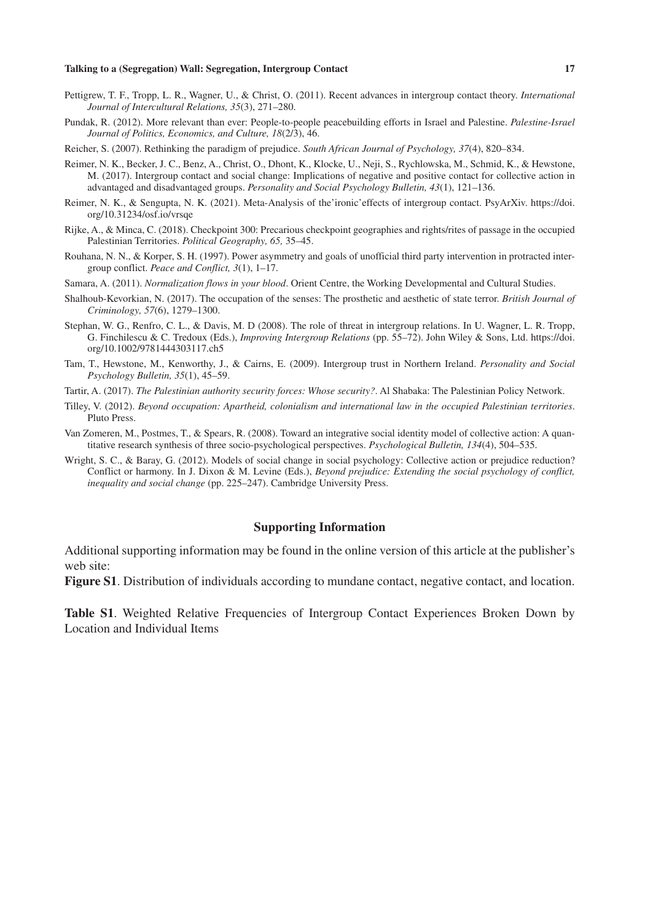Pettigrew, T. F., Tropp, L. R., Wagner, U., & Christ, O. (2011). Recent advances in intergroup contact theory. *International Journal of Intercultural Relations, 35*(3), 271–280.

Pundak, R. (2012). More relevant than ever: People-to-people peacebuilding efforts in Israel and Palestine. *Palestine-Israel Journal of Politics, Economics, and Culture, 18*(2/3), 46.

Reicher, S. (2007). Rethinking the paradigm of prejudice. *South African Journal of Psychology, 37*(4), 820–834.

Reimer, N. K., Becker, J. C., Benz, A., Christ, O., Dhont, K., Klocke, U., Neji, S., Rychlowska, M., Schmid, K., & Hewstone, M. (2017). Intergroup contact and social change: Implications of negative and positive contact for collective action in advantaged and disadvantaged groups. *Personality and Social Psychology Bulletin, 43*(1), 121–136.

Reimer, N. K., & Sengupta, N. K. (2021). Meta-Analysis of the'ironic'effects of intergroup contact. PsyArXiv. https://doi.org/10.31234/osf.io/vrsqe

Rijke, A., & Minca, C. (2018). Checkpoint 300: Precarious checkpoint geographies and rights/rites of passage in the occupied Palestinian Territories. *Political Geography, 65,* 35–45.

Rouhana, N. N., & Korper, S. H. (1997). Power asymmetry and goals of unofficial third party intervention in protracted intergroup conflict. *Peace and Conflict, 3*(1), 1–17.

Samara, A. (2011). *Normalization flows in your blood*. Orient Centre, the Working Developmental and Cultural Studies.

Shalhoub-Kevorkian, N. (2017). The occupation of the senses: The prosthetic and aesthetic of state terror. *British Journal of Criminology, 57*(6), 1279–1300.

Stephan, W. G., Renfro, C. L., & Davis, M. D (2008). The role of threat in intergroup relations. In U. Wagner, L. R. Tropp, G. Finchilescu & C. Tredoux (Eds.), *Improving Intergroup Relations* (pp. 55–72). John Wiley & Sons, Ltd. https://doi.org/10.1002/9781444303117.ch5

Tam, T., Hewstone, M., Kenworthy, J., & Cairns, E. (2009). Intergroup trust in Northern Ireland. *Personality and Social Psychology Bulletin, 35*(1), 45–59.

Tartir, A. (2017). *The Palestinian authority security forces: Whose security?*. Al Shabaka: The Palestinian Policy Network.

Tilley, V. (2012). *Beyond occupation: Apartheid, colonialism and international law in the occupied Palestinian territories*. Pluto Press.

Van Zomeren, M., Postmes, T., & Spears, R. (2008). Toward an integrative social identity model of collective action: A quantitative research synthesis of three socio-psychological perspectives. *Psychological Bulletin, 134*(4), 504–535.

Wright, S. C., & Baray, G. (2012). Models of social change in social psychology: Collective action or prejudice reduction? Conflict or harmony. In J. Dixon & M. Levine (Eds.), *Beyond prejudice: Extending the social psychology of conflict, inequality and social change* (pp. 225–247). Cambridge University Press.

## Supporting Information

Additional supporting information may be found in the online version of this article at the publisher's web site:

**Figure S1**. Distribution of individuals according to mundane contact, negative contact, and location.

**Table S1**. Weighted Relative Frequencies of Intergroup Contact Experiences Broken Down by Location and Individual Items